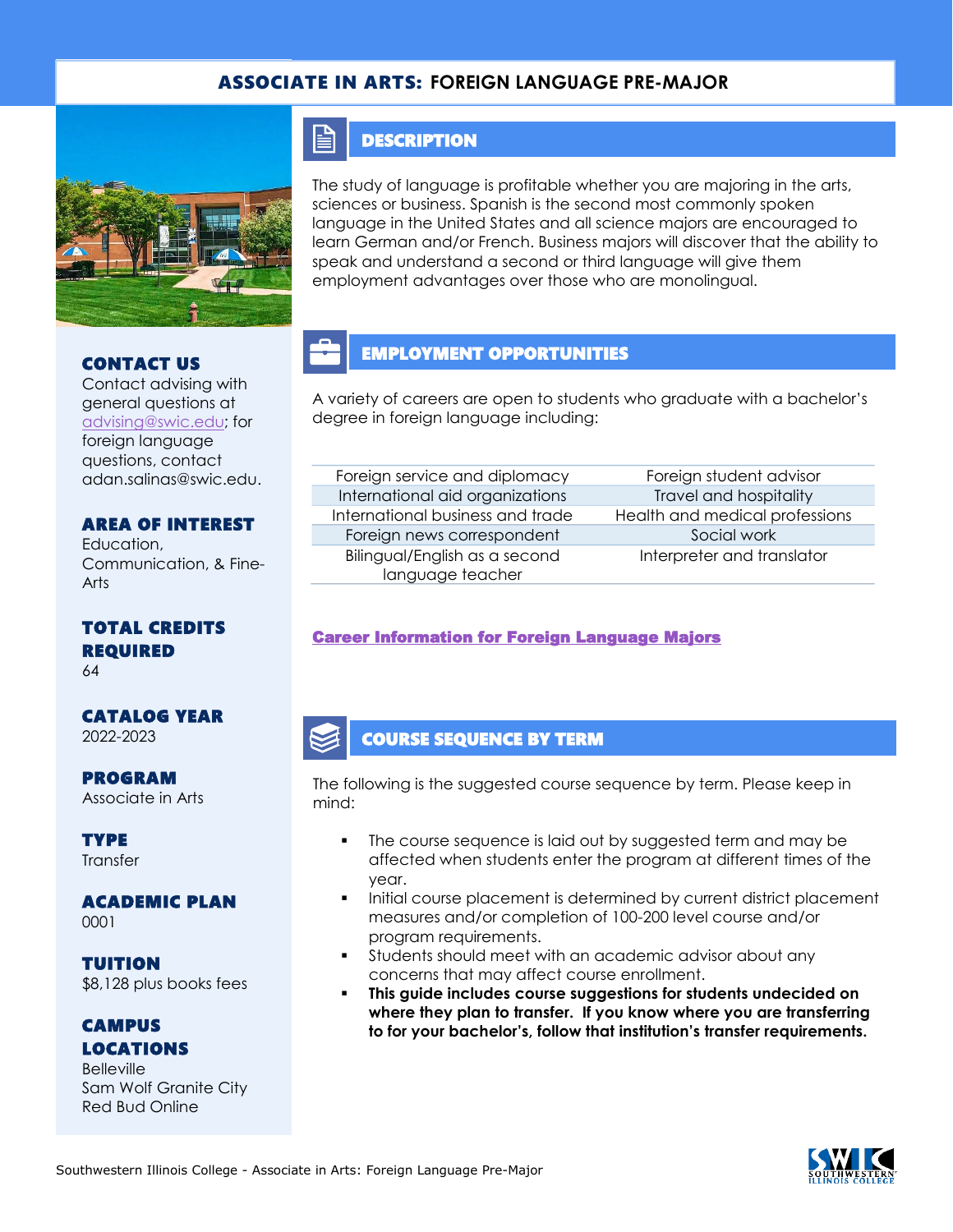# ASSOCIATE IN ARTS: FOREIGN LANGUAGE PRE-MAJOR

## DESCRIPTION

The study of language is profitable whether you are majoring in the arts, sciences or business. Spanish is the second most commonly spoken language in the United States and all science majors are encouraged to learn German and/or French. Business majors will discover that the ability to speak and understand a second or third language will give them employment advantages over those who are monolingual.

## EMPLOYMENT OPPORTUNITIES

A variety of careers are open to students who graduate with a bachelor's degree in foreign language including:

| | |
|---|---|
| Foreign service and diplomacy | Foreign student advisor |
| International aid organizations | Travel and hospitality |
| International business and trade | Health and medical professions |
| Foreign news correspondent | Social work |
| Bilingual/English as a second language teacher | Interpreter and translator |

**Career Information for Foreign Language Majors**

## COURSE SEQUENCE BY TERM

The following is the suggested course sequence by term. Please keep in mind:

- The course sequence is laid out by suggested term and may be affected when students enter the program at different times of the year.
- Initial course placement is determined by current district placement measures and/or completion of 100-200 level course and/or program requirements.
- Students should meet with an academic advisor about any concerns that may affect course enrollment.
- **This guide includes course suggestions for students undecided on where they plan to transfer. If you know where you are transferring to for your bachelor's, follow that institution's transfer requirements.**

### CONTACT US
Contact advising with general questions at advising@swic.edu; for foreign language questions, contact adan.salinas@swic.edu.

### AREA OF INTEREST
Education, Communication, & Fine-Arts

### TOTAL CREDITS REQUIRED
64

### CATALOG YEAR
2022-2023

### PROGRAM
Associate in Arts

### TYPE
Transfer

### ACADEMIC PLAN
0001

### TUITION
$8,128 plus books fees

### CAMPUS LOCATIONS
Belleville
Sam Wolf Granite City
Red Bud Online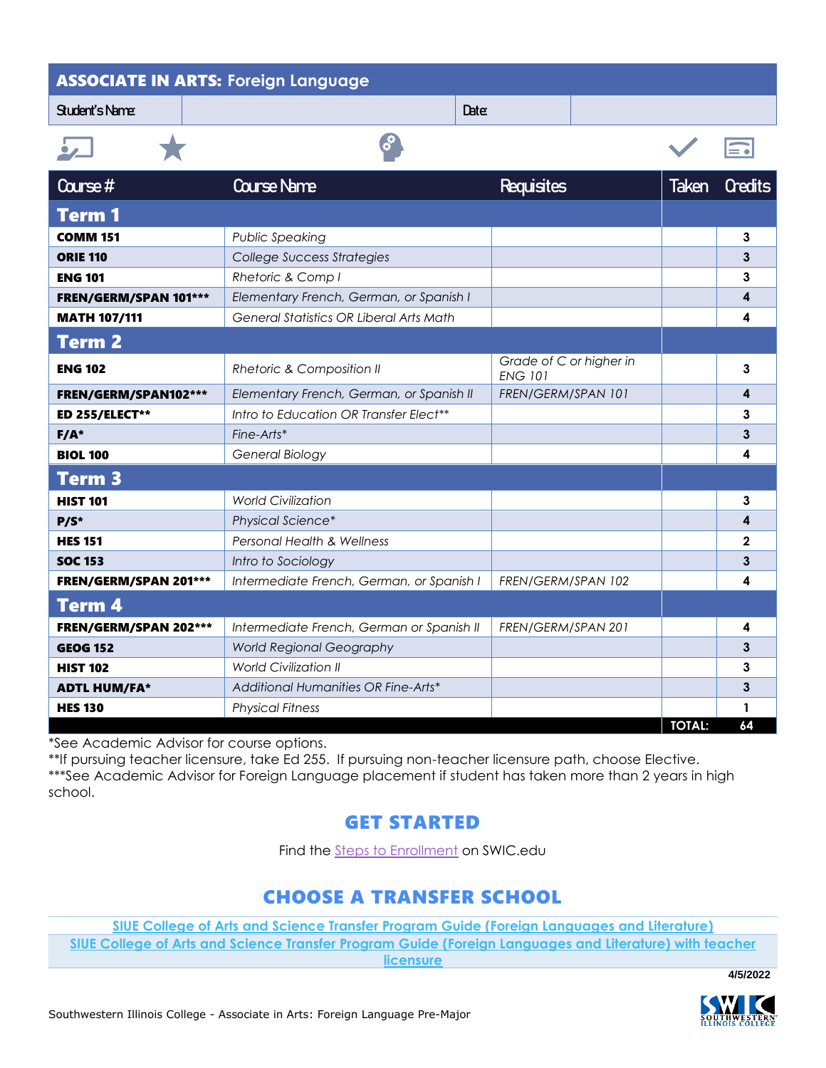## ASSOCIATE IN ARTS: Foreign Language

| Student's Name: | | Date: | |
|---|---|---|---|

| Course # | Course Name | Requisites | Taken | Credits |
|---|---|---|---|---|
| **Term 1** | | | | |
| **COMM 151** | *Public Speaking* | | | 3 |
| **ORIE 110** | *College Success Strategies* | | | 3 |
| **ENG 101** | *Rhetoric & Comp I* | | | 3 |
| **FREN/GERM/SPAN 101*** ** | *Elementary French, German, or Spanish I* | | | 4 |
| **MATH 107/111** | *General Statistics OR Liberal Arts Math* | | | 4 |
| **Term 2** | | | | |
| **ENG 102** | *Rhetoric & Composition II* | *Grade of C or higher in ENG 101* | | 3 |
| **FREN/GERM/SPAN102*** ** | *Elementary French, German, or Spanish II* | *FREN/GERM/SPAN 101* | | 4 |
| **ED 255/ELECT** ** | *Intro to Education OR Transfer Elect*** | | | 3 |
| **F/A*** | *Fine-Arts** | | | 3 |
| **BIOL 100** | *General Biology* | | | 4 |
| **Term 3** | | | | |
| **HIST 101** | *World Civilization* | | | 3 |
| **P/S*** | *Physical Science** | | | 4 |
| **HES 151** | *Personal Health & Wellness* | | | 2 |
| **SOC 153** | *Intro to Sociology* | | | 3 |
| **FREN/GERM/SPAN 201*** ** | *Intermediate French, German, or Spanish I* | *FREN/GERM/SPAN 102* | | 4 |
| **Term 4** | | | | |
| **FREN/GERM/SPAN 202*** ** | *Intermediate French, German or Spanish II* | *FREN/GERM/SPAN 201* | | 4 |
| **GEOG 152** | *World Regional Geography* | | | 3 |
| **HIST 102** | *World Civilization II* | | | 3 |
| **ADTL HUM/FA*** | *Additional Humanities OR Fine-Arts** | | | 3 |
| **HES 130** | *Physical Fitness* | | | 1 |
| | | | **TOTAL:** | **64** |

*See Academic Advisor for course options.
**If pursuing teacher licensure, take Ed 255. If pursuing non-teacher licensure path, choose Elective.
***See Academic Advisor for Foreign Language placement if student has taken more than 2 years in high school.

## GET STARTED

Find the Steps to Enrollment on SWIC.edu

## CHOOSE A TRANSFER SCHOOL

SIUE College of Arts and Science Transfer Program Guide (Foreign Languages and Literature)

SIUE College of Arts and Science Transfer Program Guide (Foreign Languages and Literature) with teacher licensure

4/5/2022

Southwestern Illinois College - Associate in Arts: Foreign Language Pre-Major